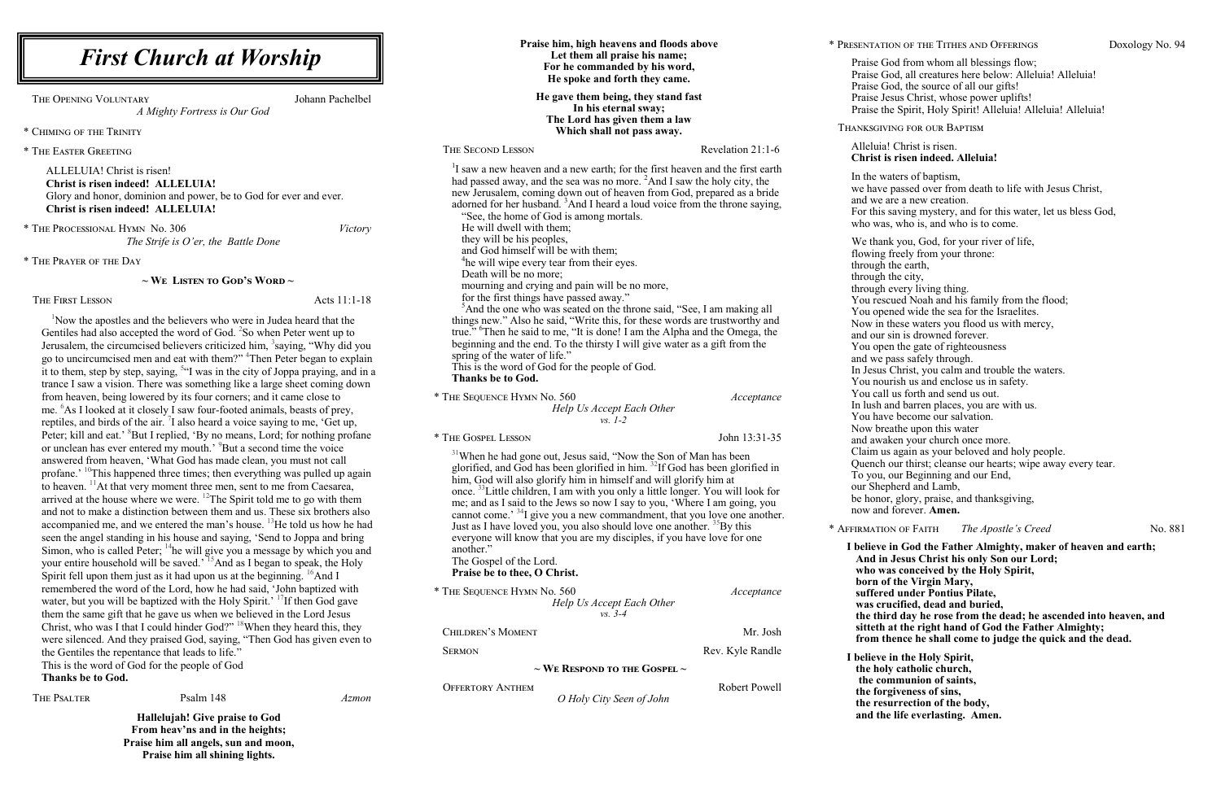# First Church at Worship

THE OPENING VOLUNTARY — Johann Pachelbel
*A Mighty Fortress is Our God*

\* CHIMING OF THE TRINITY

\* THE EASTER GREETING

ALLELUIA! Christ is risen!
**Christ is risen indeed! ALLELUIA!**
Glory and honor, dominion and power, be to God for ever and ever.
**Christ is risen indeed! ALLELUIA!**

\* THE PROCESSIONAL HYMN No. 306 — *Victory*
*The Strife is O'er, the Battle Done*

\* THE PRAYER OF THE DAY

## ~ WE LISTEN TO GOD'S WORD ~

THE FIRST LESSON — Acts 11:1-18

[1]Now the apostles and the believers who were in Judea heard that the Gentiles had also accepted the word of God. [2]So when Peter went up to Jerusalem, the circumcised believers criticized him, [3]saying, "Why did you go to uncircumcised men and eat with them?" [4]Then Peter began to explain it to them, step by step, saying, [5]"I was in the city of Joppa praying, and in a trance I saw a vision. There was something like a large sheet coming down from heaven, being lowered by its four corners; and it came close to me. [6]As I looked at it closely I saw four-footed animals, beasts of prey, reptiles, and birds of the air. [7]I also heard a voice saying to me, 'Get up, Peter; kill and eat.' [8]But I replied, 'By no means, Lord; for nothing profane or unclean has ever entered my mouth.' [9]But a second time the voice answered from heaven, 'What God has made clean, you must not call profane.' [10]This happened three times; then everything was pulled up again to heaven. [11]At that very moment three men, sent to me from Caesarea, arrived at the house where we were. [12]The Spirit told me to go with them and not to make a distinction between them and us. These six brothers also accompanied me, and we entered the man's house. [13]He told us how he had seen the angel standing in his house and saying, 'Send to Joppa and bring Simon, who is called Peter; [14]he will give you a message by which you and your entire household will be saved.' [15]And as I began to speak, the Holy Spirit fell upon them just as it had upon us at the beginning. [16]And I remembered the word of the Lord, how he had said, 'John baptized with water, but you will be baptized with the Holy Spirit.' [17]If then God gave them the same gift that he gave us when we believed in the Lord Jesus Christ, who was I that I could hinder God?" [18]When they heard this, they were silenced. And they praised God, saying, "Then God has given even to the Gentiles the repentance that leads to life."
This is the word of God for the people of God
**Thanks be to God.**

THE PSALTER — Psalm 148 — *Azmon*

**Hallelujah! Give praise to God**
**From heav'ns and in the heights;**
**Praise him all angels, sun and moon,**
**Praise him all shining lights.**

**Praise him, high heavens and floods above**
**Let them all praise his name;**
**For he commanded by his word,**
**He spoke and forth they came.**

**He gave them being, they stand fast**
**In his eternal sway;**
**The Lord has given them a law**
**Which shall not pass away.**

THE SECOND LESSON — Revelation 21:1-6

[1]I saw a new heaven and a new earth; for the first heaven and the first earth had passed away, and the sea was no more. [2]And I saw the holy city, the new Jerusalem, coming down out of heaven from God, prepared as a bride adorned for her husband. [3]And I heard a loud voice from the throne saying,
"See, the home of God is among mortals.
He will dwell with them;
they will be his peoples,
and God himself will be with them;
[4]he will wipe every tear from their eyes.
Death will be no more;
mourning and crying and pain will be no more,
for the first things have passed away."
[5]And the one who was seated on the throne said, "See, I am making all things new." Also he said, "Write this, for these words are trustworthy and true." [6]Then he said to me, "It is done! I am the Alpha and the Omega, the beginning and the end. To the thirsty I will give water as a gift from the spring of the water of life."
This is the word of God for the people of God.
**Thanks be to God.**

\* THE SEQUENCE HYMN No. 560 — *Acceptance*
*Help Us Accept Each Other*
*vs. 1-2*

\* THE GOSPEL LESSON — John 13:31-35

[31]When he had gone out, Jesus said, "Now the Son of Man has been glorified, and God has been glorified in him. [32]If God has been glorified in him, God will also glorify him in himself and will glorify him at once. [33]Little children, I am with you only a little longer. You will look for me; and as I said to the Jews so now I say to you, 'Where I am going, you cannot come.' [34]I give you a new commandment, that you love one another. Just as I have loved you, you also should love one another. [35]By this everyone will know that you are my disciples, if you have love for one another."
The Gospel of the Lord.
**Praise be to thee, O Christ.**

\* THE SEQUENCE HYMN No. 560 — *Acceptance*
*Help Us Accept Each Other*
*vs. 3-4*

CHILDREN'S MOMENT — Mr. Josh

SERMON — Rev. Kyle Randle

## ~ WE RESPOND TO THE GOSPEL ~

OFFERTORY ANTHEM — Robert Powell
*O Holy City Seen of John*

\* PRESENTATION OF THE TITHES AND OFFERINGS — Doxology No. 94

Praise God from whom all blessings flow;
Praise God, all creatures here below: Alleluia! Alleluia!
Praise God, the source of all our gifts!
Praise Jesus Christ, whose power uplifts!
Praise the Spirit, Holy Spirit! Alleluia! Alleluia! Alleluia!

THANKSGIVING FOR OUR BAPTISM

Alleluia! Christ is risen.
**Christ is risen indeed. Alleluia!**

In the waters of baptism,
we have passed over from death to life with Jesus Christ,
and we are a new creation.
For this saving mystery, and for this water, let us bless God,
who was, who is, and who is to come.

We thank you, God, for your river of life,
flowing freely from your throne:
through the earth,
through the city,
through every living thing.
You rescued Noah and his family from the flood;
You opened wide the sea for the Israelites.
Now in these waters you flood us with mercy,
and our sin is drowned forever.
You open the gate of righteousness
and we pass safely through.
In Jesus Christ, you calm and trouble the waters.
You nourish us and enclose us in safety.
You call us forth and send us out.
In lush and barren places, you are with us.
You have become our salvation.
Now breathe upon this water
and awaken your church once more.
Claim us again as your beloved and holy people.
Quench our thirst; cleanse our hearts; wipe away every tear.
To you, our Beginning and our End,
our Shepherd and Lamb,
be honor, glory, praise, and thanksgiving,
now and forever. **Amen.**

\* AFFIRMATION OF FAITH — *The Apostle's Creed* — No. 881

**I believe in God the Father Almighty, maker of heaven and earth;**
**And in Jesus Christ his only Son our Lord;**
**who was conceived by the Holy Spirit,**
**born of the Virgin Mary,**
**suffered under Pontius Pilate,**
**was crucified, dead and buried,**
**the third day he rose from the dead; he ascended into heaven, and sitteth at the right hand of God the Father Almighty;**
**from thence he shall come to judge the quick and the dead.**

**I believe in the Holy Spirit,**
**the holy catholic church,**
**the communion of saints,**
**the forgiveness of sins,**
**the resurrection of the body,**
**and the life everlasting. Amen.**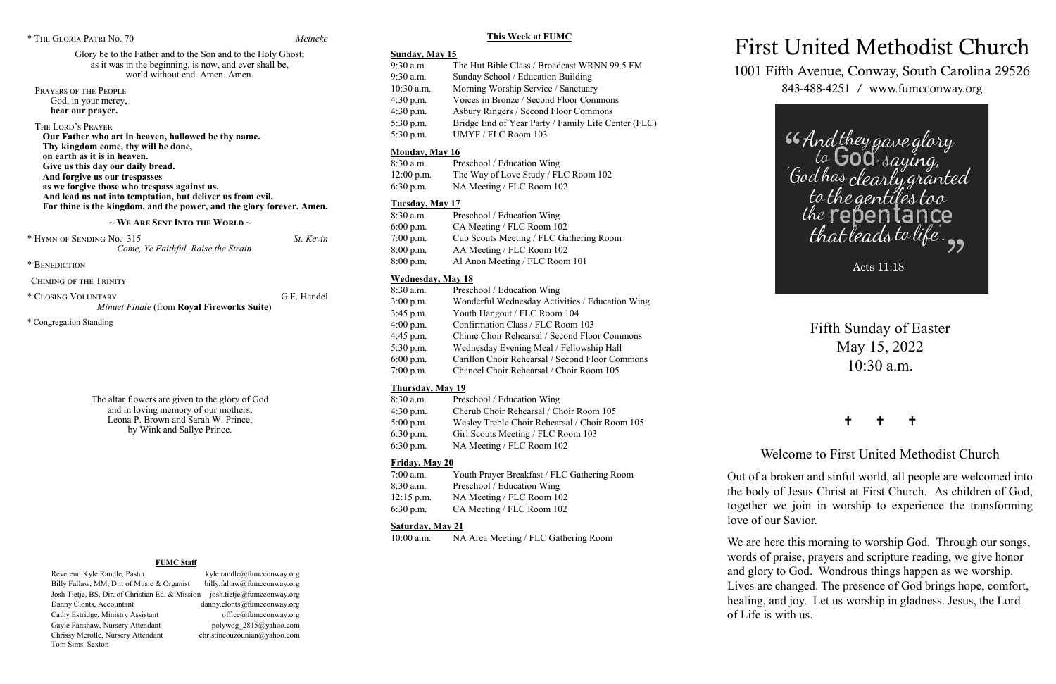\* The Gloria Patri No. 70 *Meineke*

Glory be to the Father and to the Son and to the Holy Ghost;
as it was in the beginning, is now, and ever shall be,
world without end. Amen. Amen.

Prayers of the People
God, in your mercy,
**hear our prayer.**

The Lord's Prayer
**Our Father who art in heaven, hallowed be thy name.
Thy kingdom come, thy will be done,
on earth as it is in heaven.
Give us this day our daily bread.
And forgive us our trespasses
as we forgive those who trespass against us.
And lead us not into temptation, but deliver us from evil.
For thine is the kingdom, and the power, and the glory forever. Amen.**

**~ We Are Sent Into the World ~**

\* Hymn of Sending No. 315 *St. Kevin*
*Come, Ye Faithful, Raise the Strain*

\* Benediction

Chiming of the Trinity

\* Closing Voluntary G.F. Handel
*Minuet Finale* (from **Royal Fireworks Suite**)

\* Congregation Standing

The altar flowers are given to the glory of God
and in loving memory of our mothers,
Leona P. Brown and Sarah W. Prince,
by Wink and Sallye Prince.

**FUMC Staff**

| | |
|---|---|
| Reverend Kyle Randle, Pastor | kyle.randle@fumcconway.org |
| Billy Fallaw, MM, Dir. of Music & Organist | billy.fallaw@fumcconway.org |
| Josh Tietje, BS, Dir. of Christian Ed. & Mission | josh.tietje@fumcconway.org |
| Danny Clonts, Accountant | danny.clonts@fumcconway.org |
| Cathy Estridge, Ministry Assistant | office@fumcconway.org |
| Gayle Fanshaw, Nursery Attendant | polywog_2815@yahoo.com |
| Chrissy Merolle, Nursery Attendant | christineouzounian@yahoo.com |
| Tom Sims, Sexton | |

## This Week at FUMC

**Sunday, May 15**

| | |
|---|---|
| 9:30 a.m. | The Hut Bible Class / Broadcast WRNN 99.5 FM |
| 9:30 a.m. | Sunday School / Education Building |
| 10:30 a.m. | Morning Worship Service / Sanctuary |
| 4:30 p.m. | Voices in Bronze / Second Floor Commons |
| 4:30 p.m. | Asbury Ringers / Second Floor Commons |
| 5:30 p.m. | Bridge End of Year Party / Family Life Center (FLC) |
| 5:30 p.m. | UMYF / FLC Room 103 |

**Monday, May 16**

| | |
|---|---|
| 8:30 a.m. | Preschool / Education Wing |
| 12:00 p.m. | The Way of Love Study / FLC Room 102 |
| 6:30 p.m. | NA Meeting / FLC Room 102 |

**Tuesday, May 17**

| | |
|---|---|
| 8:30 a.m. | Preschool / Education Wing |
| 6:00 p.m. | CA Meeting / FLC Room 102 |
| 7:00 p.m. | Cub Scouts Meeting / FLC Gathering Room |
| 8:00 p.m. | AA Meeting / FLC Room 102 |
| 8:00 p.m. | Al Anon Meeting / FLC Room 101 |

**Wednesday, May 18**

| | |
|---|---|
| 8:30 a.m. | Preschool / Education Wing |
| 3:00 p.m. | Wonderful Wednesday Activities / Education Wing |
| 3:45 p.m. | Youth Hangout / FLC Room 104 |
| 4:00 p.m. | Confirmation Class / FLC Room 103 |
| 4:45 p.m. | Chime Choir Rehearsal / Second Floor Commons |
| 5:30 p.m. | Wednesday Evening Meal / Fellowship Hall |
| 6:00 p.m. | Carillon Choir Rehearsal / Second Floor Commons |
| 7:00 p.m. | Chancel Choir Rehearsal / Choir Room 105 |

**Thursday, May 19**

| | |
|---|---|
| 8:30 a.m. | Preschool / Education Wing |
| 4:30 p.m. | Cherub Choir Rehearsal / Choir Room 105 |
| 5:00 p.m. | Wesley Treble Choir Rehearsal / Choir Room 105 |
| 6:30 p.m. | Girl Scouts Meeting / FLC Room 103 |
| 6:30 p.m. | NA Meeting / FLC Room 102 |

**Friday, May 20**

| | |
|---|---|
| 7:00 a.m. | Youth Prayer Breakfast / FLC Gathering Room |
| 8:30 a.m. | Preschool / Education Wing |
| 12:15 p.m. | NA Meeting / FLC Room 102 |
| 6:30 p.m. | CA Meeting / FLC Room 102 |

**Saturday, May 21**

| | |
|---|---|
| 10:00 a.m. | NA Area Meeting / FLC Gathering Room |

# First United Methodist Church

1001 Fifth Avenue, Conway, South Carolina 29526
843-488-4251 / www.fumcconway.org

"And they gave glory to God, saying, 'God has clearly granted to the gentiles too the repentance that leads to life'."

Acts 11:18

Fifth Sunday of Easter
May 15, 2022
10:30 a.m.

† † †

## Welcome to First United Methodist Church

Out of a broken and sinful world, all people are welcomed into the body of Jesus Christ at First Church. As children of God, together we join in worship to experience the transforming love of our Savior.

We are here this morning to worship God. Through our songs, words of praise, prayers and scripture reading, we give honor and glory to God. Wondrous things happen as we worship. Lives are changed. The presence of God brings hope, comfort, healing, and joy. Let us worship in gladness. Jesus, the Lord of Life is with us.